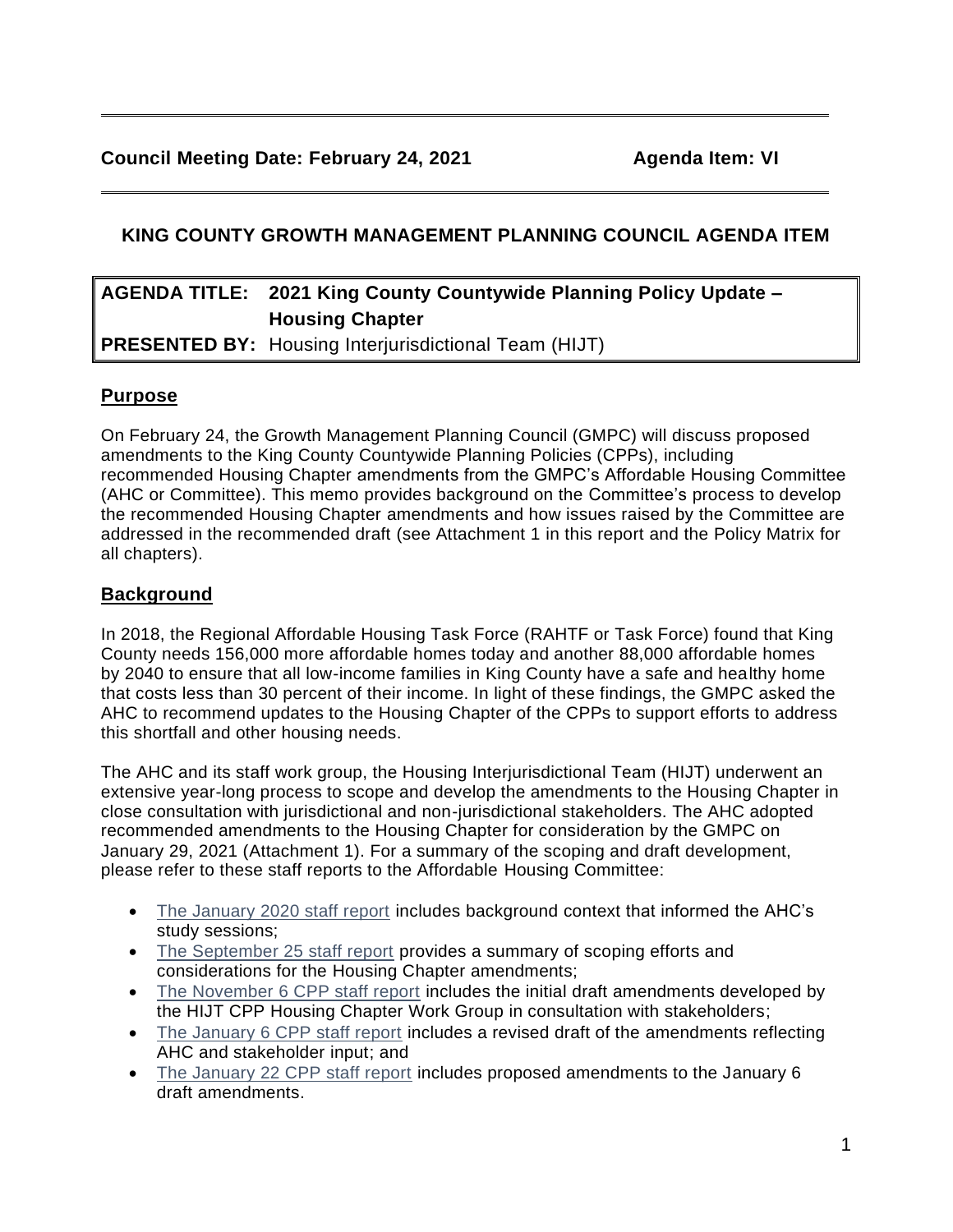**Council Meeting Date: February 24, 2021** **Agenda Item: VI**

## KING COUNTY GROWTH MANAGEMENT PLANNING COUNCIL AGENDA ITEM

| | |
|---|---|
| **AGENDA TITLE:** | **2021 King County Countywide Planning Policy Update – Housing Chapter** |
| **PRESENTED BY:** | Housing Interjurisdictional Team (HIJT) |

### Purpose

On February 24, the Growth Management Planning Council (GMPC) will discuss proposed amendments to the King County Countywide Planning Policies (CPPs), including recommended Housing Chapter amendments from the GMPC's Affordable Housing Committee (AHC or Committee). This memo provides background on the Committee's process to develop the recommended Housing Chapter amendments and how issues raised by the Committee are addressed in the recommended draft (see Attachment 1 in this report and the Policy Matrix for all chapters).

### Background

In 2018, the Regional Affordable Housing Task Force (RAHTF or Task Force) found that King County needs 156,000 more affordable homes today and another 88,000 affordable homes by 2040 to ensure that all low-income families in King County have a safe and healthy home that costs less than 30 percent of their income. In light of these findings, the GMPC asked the AHC to recommend updates to the Housing Chapter of the CPPs to support efforts to address this shortfall and other housing needs.

The AHC and its staff work group, the Housing Interjurisdictional Team (HIJT) underwent an extensive year-long process to scope and develop the amendments to the Housing Chapter in close consultation with jurisdictional and non-jurisdictional stakeholders. The AHC adopted recommended amendments to the Housing Chapter for consideration by the GMPC on January 29, 2021 (Attachment 1). For a summary of the scoping and draft development, please refer to these staff reports to the Affordable Housing Committee:

- The January 2020 staff report includes background context that informed the AHC's study sessions;
- The September 25 staff report provides a summary of scoping efforts and considerations for the Housing Chapter amendments;
- The November 6 CPP staff report includes the initial draft amendments developed by the HIJT CPP Housing Chapter Work Group in consultation with stakeholders;
- The January 6 CPP staff report includes a revised draft of the amendments reflecting AHC and stakeholder input; and
- The January 22 CPP staff report includes proposed amendments to the January 6 draft amendments.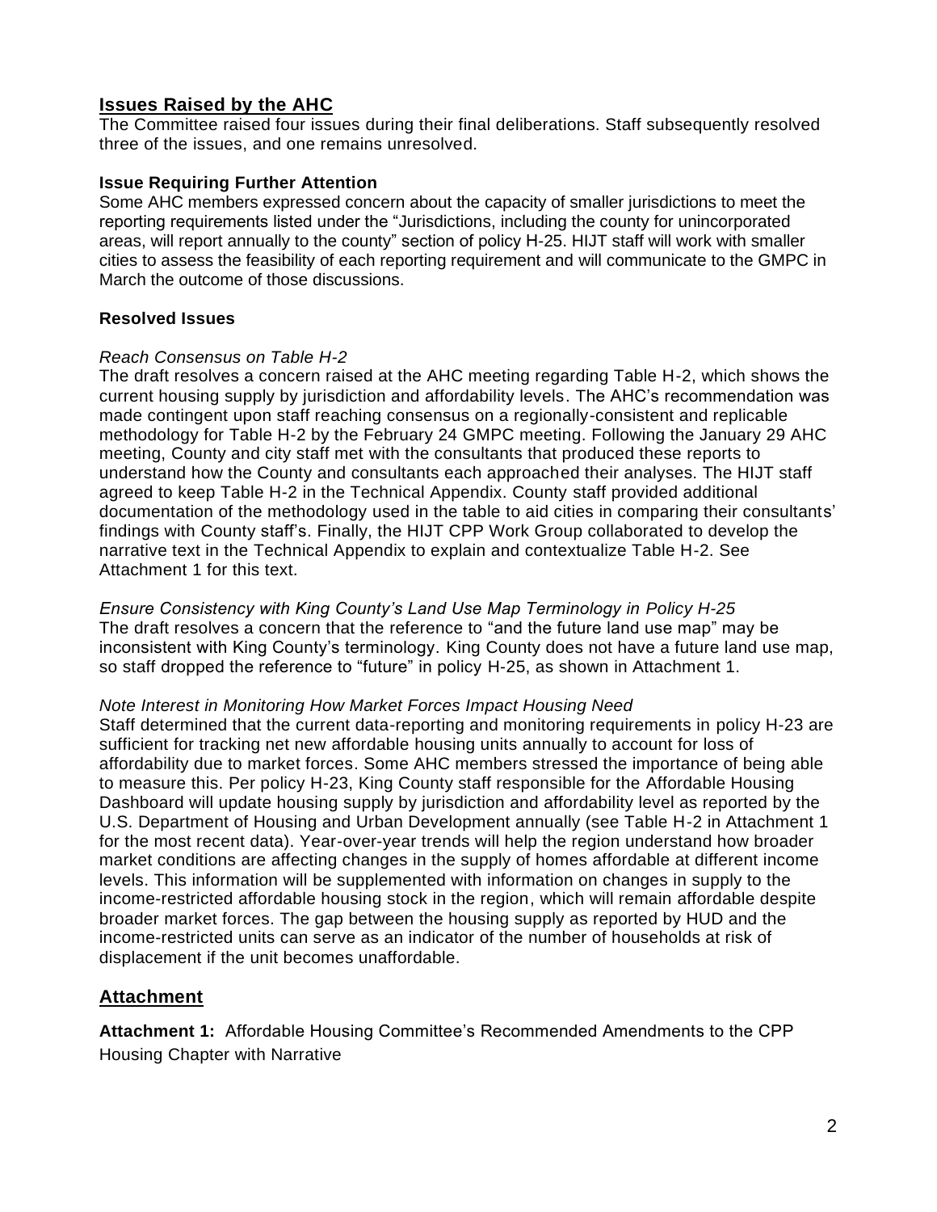## Issues Raised by the AHC

The Committee raised four issues during their final deliberations. Staff subsequently resolved three of the issues, and one remains unresolved.

### Issue Requiring Further Attention

Some AHC members expressed concern about the capacity of smaller jurisdictions to meet the reporting requirements listed under the "Jurisdictions, including the county for unincorporated areas, will report annually to the county" section of policy H-25. HIJT staff will work with smaller cities to assess the feasibility of each reporting requirement and will communicate to the GMPC in March the outcome of those discussions.

### Resolved Issues

*Reach Consensus on Table H-2*

The draft resolves a concern raised at the AHC meeting regarding Table H-2, which shows the current housing supply by jurisdiction and affordability levels. The AHC's recommendation was made contingent upon staff reaching consensus on a regionally-consistent and replicable methodology for Table H-2 by the February 24 GMPC meeting. Following the January 29 AHC meeting, County and city staff met with the consultants that produced these reports to understand how the County and consultants each approached their analyses. The HIJT staff agreed to keep Table H-2 in the Technical Appendix. County staff provided additional documentation of the methodology used in the table to aid cities in comparing their consultants' findings with County staff's. Finally, the HIJT CPP Work Group collaborated to develop the narrative text in the Technical Appendix to explain and contextualize Table H-2. See Attachment 1 for this text.

*Ensure Consistency with King County's Land Use Map Terminology in Policy H-25*

The draft resolves a concern that the reference to "and the future land use map" may be inconsistent with King County's terminology. King County does not have a future land use map, so staff dropped the reference to "future" in policy H-25, as shown in Attachment 1.

*Note Interest in Monitoring How Market Forces Impact Housing Need*

Staff determined that the current data-reporting and monitoring requirements in policy H-23 are sufficient for tracking net new affordable housing units annually to account for loss of affordability due to market forces. Some AHC members stressed the importance of being able to measure this. Per policy H-23, King County staff responsible for the Affordable Housing Dashboard will update housing supply by jurisdiction and affordability level as reported by the U.S. Department of Housing and Urban Development annually (see Table H-2 in Attachment 1 for the most recent data). Year-over-year trends will help the region understand how broader market conditions are affecting changes in the supply of homes affordable at different income levels. This information will be supplemented with information on changes in supply to the income-restricted affordable housing stock in the region, which will remain affordable despite broader market forces. The gap between the housing supply as reported by HUD and the income-restricted units can serve as an indicator of the number of households at risk of displacement if the unit becomes unaffordable.

## Attachment

**Attachment 1:** Affordable Housing Committee's Recommended Amendments to the CPP Housing Chapter with Narrative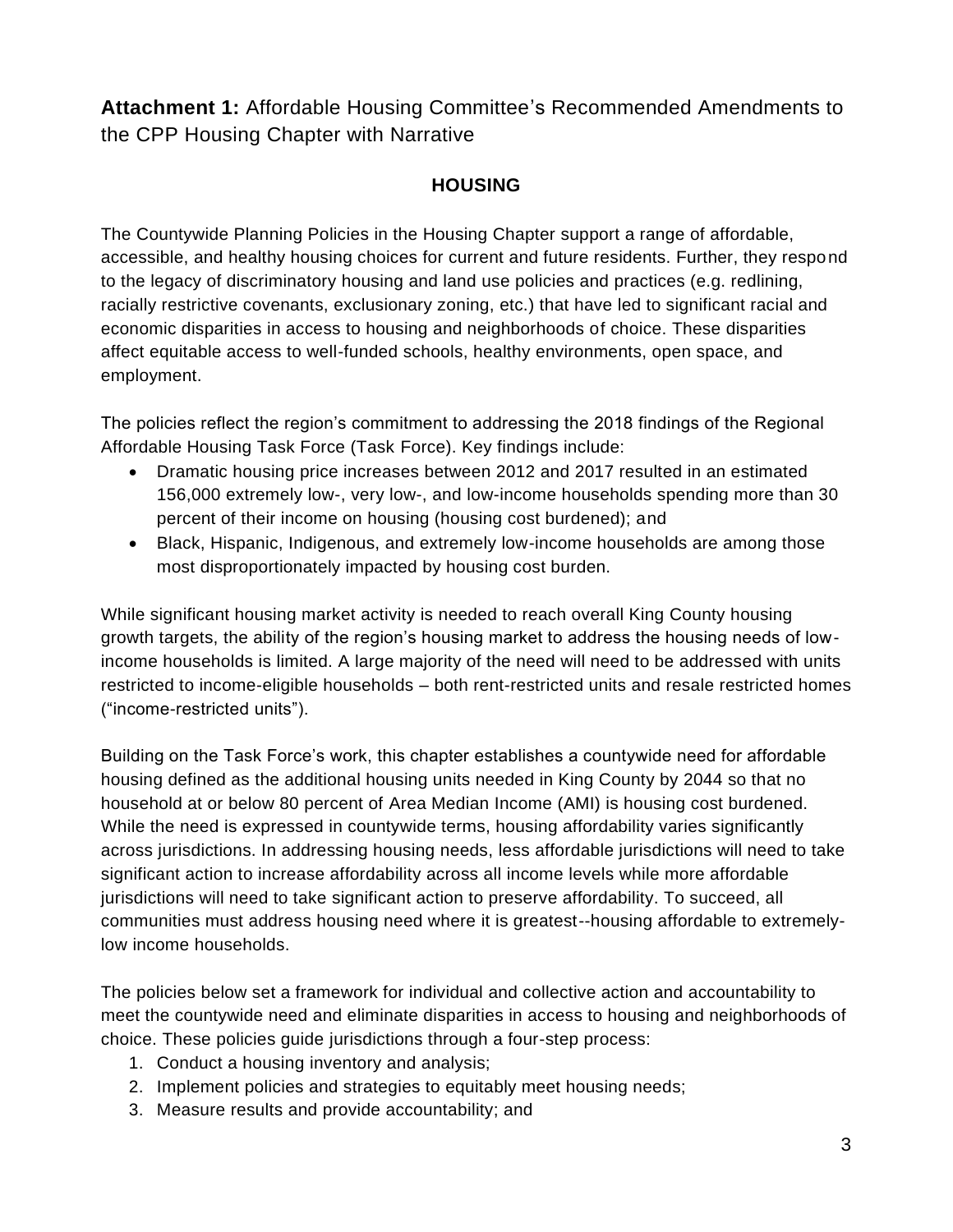**Attachment 1:** Affordable Housing Committee's Recommended Amendments to the CPP Housing Chapter with Narrative

## HOUSING

The Countywide Planning Policies in the Housing Chapter support a range of affordable, accessible, and healthy housing choices for current and future residents. Further, they respond to the legacy of discriminatory housing and land use policies and practices (e.g. redlining, racially restrictive covenants, exclusionary zoning, etc.) that have led to significant racial and economic disparities in access to housing and neighborhoods of choice. These disparities affect equitable access to well-funded schools, healthy environments, open space, and employment.

The policies reflect the region's commitment to addressing the 2018 findings of the Regional Affordable Housing Task Force (Task Force). Key findings include:

- Dramatic housing price increases between 2012 and 2017 resulted in an estimated 156,000 extremely low-, very low-, and low-income households spending more than 30 percent of their income on housing (housing cost burdened); and
- Black, Hispanic, Indigenous, and extremely low-income households are among those most disproportionately impacted by housing cost burden.

While significant housing market activity is needed to reach overall King County housing growth targets, the ability of the region's housing market to address the housing needs of low-income households is limited. A large majority of the need will need to be addressed with units restricted to income-eligible households – both rent-restricted units and resale restricted homes ("income-restricted units").

Building on the Task Force's work, this chapter establishes a countywide need for affordable housing defined as the additional housing units needed in King County by 2044 so that no household at or below 80 percent of Area Median Income (AMI) is housing cost burdened. While the need is expressed in countywide terms, housing affordability varies significantly across jurisdictions. In addressing housing needs, less affordable jurisdictions will need to take significant action to increase affordability across all income levels while more affordable jurisdictions will need to take significant action to preserve affordability. To succeed, all communities must address housing need where it is greatest--housing affordable to extremely-low income households.

The policies below set a framework for individual and collective action and accountability to meet the countywide need and eliminate disparities in access to housing and neighborhoods of choice. These policies guide jurisdictions through a four-step process:

1. Conduct a housing inventory and analysis;
2. Implement policies and strategies to equitably meet housing needs;
3. Measure results and provide accountability; and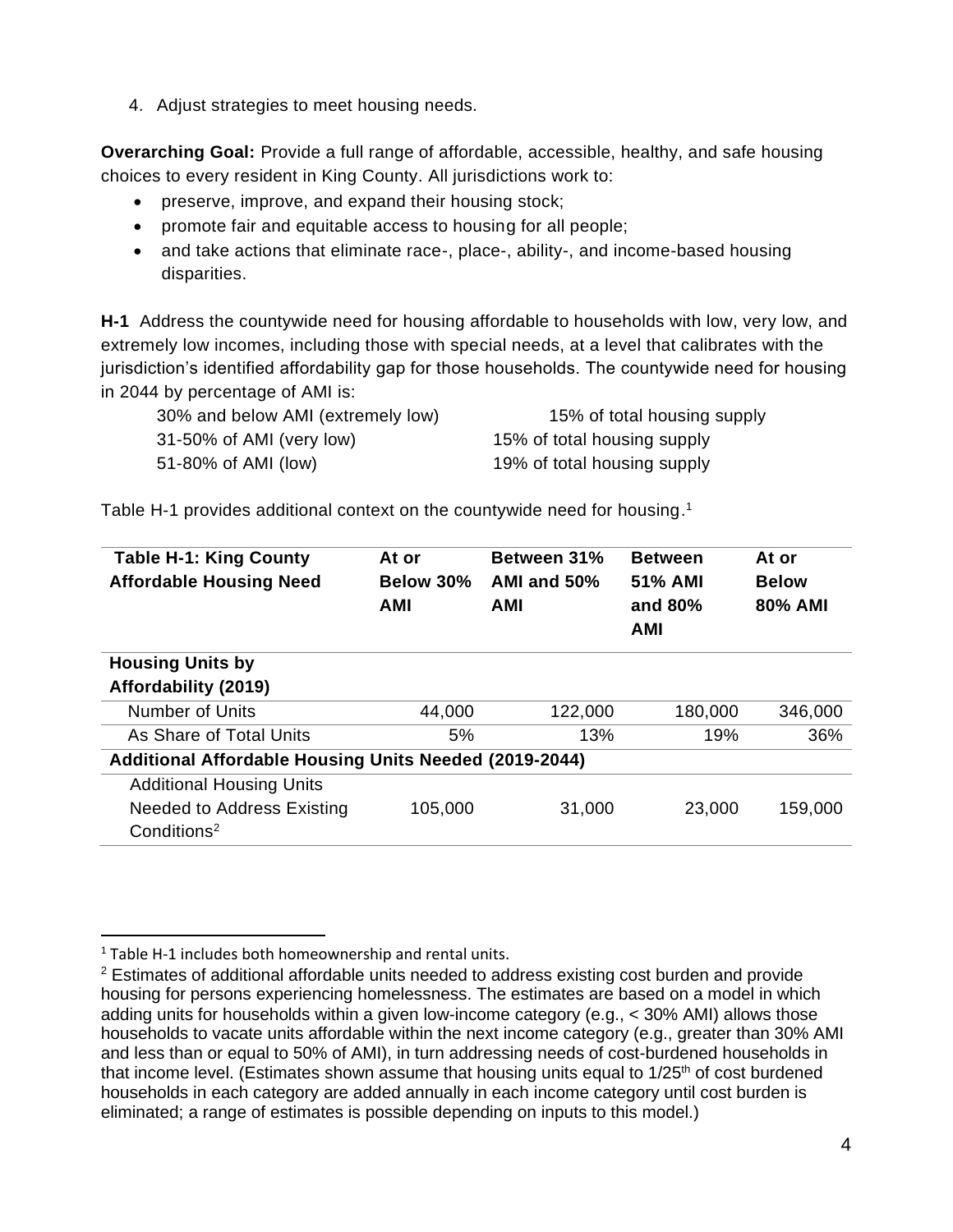4. Adjust strategies to meet housing needs.

**Overarching Goal:** Provide a full range of affordable, accessible, healthy, and safe housing choices to every resident in King County. All jurisdictions work to:

- preserve, improve, and expand their housing stock;
- promote fair and equitable access to housing for all people;
- and take actions that eliminate race-, place-, ability-, and income-based housing disparities.

**H-1** Address the countywide need for housing affordable to households with low, very low, and extremely low incomes, including those with special needs, at a level that calibrates with the jurisdiction's identified affordability gap for those households. The countywide need for housing in 2044 by percentage of AMI is:

| | |
|---|---|
| 30% and below AMI (extremely low) | 15% of total housing supply |
| 31-50% of AMI (very low) | 15% of total housing supply |
| 51-80% of AMI (low) | 19% of total housing supply |

Table H-1 provides additional context on the countywide need for housing.[1]

| Table H-1: King County Affordable Housing Need | At or Below 30% AMI | Between 31% AMI and 50% AMI | Between 51% AMI and 80% AMI | At or Below 80% AMI |
|---|---|---|---|---|
| **Housing Units by Affordability (2019)** | | | | |
| Number of Units | 44,000 | 122,000 | 180,000 | 346,000 |
| As Share of Total Units | 5% | 13% | 19% | 36% |
| **Additional Affordable Housing Units Needed (2019-2044)** | | | | |
| Additional Housing Units Needed to Address Existing Conditions[2] | 105,000 | 31,000 | 23,000 | 159,000 |

[1] Table H-1 includes both homeownership and rental units.

[2] Estimates of additional affordable units needed to address existing cost burden and provide housing for persons experiencing homelessness. The estimates are based on a model in which adding units for households within a given low-income category (e.g., < 30% AMI) allows those households to vacate units affordable within the next income category (e.g., greater than 30% AMI and less than or equal to 50% of AMI), in turn addressing needs of cost-burdened households in that income level. (Estimates shown assume that housing units equal to 1/25th of cost burdened households in each category are added annually in each income category until cost burden is eliminated; a range of estimates is possible depending on inputs to this model.)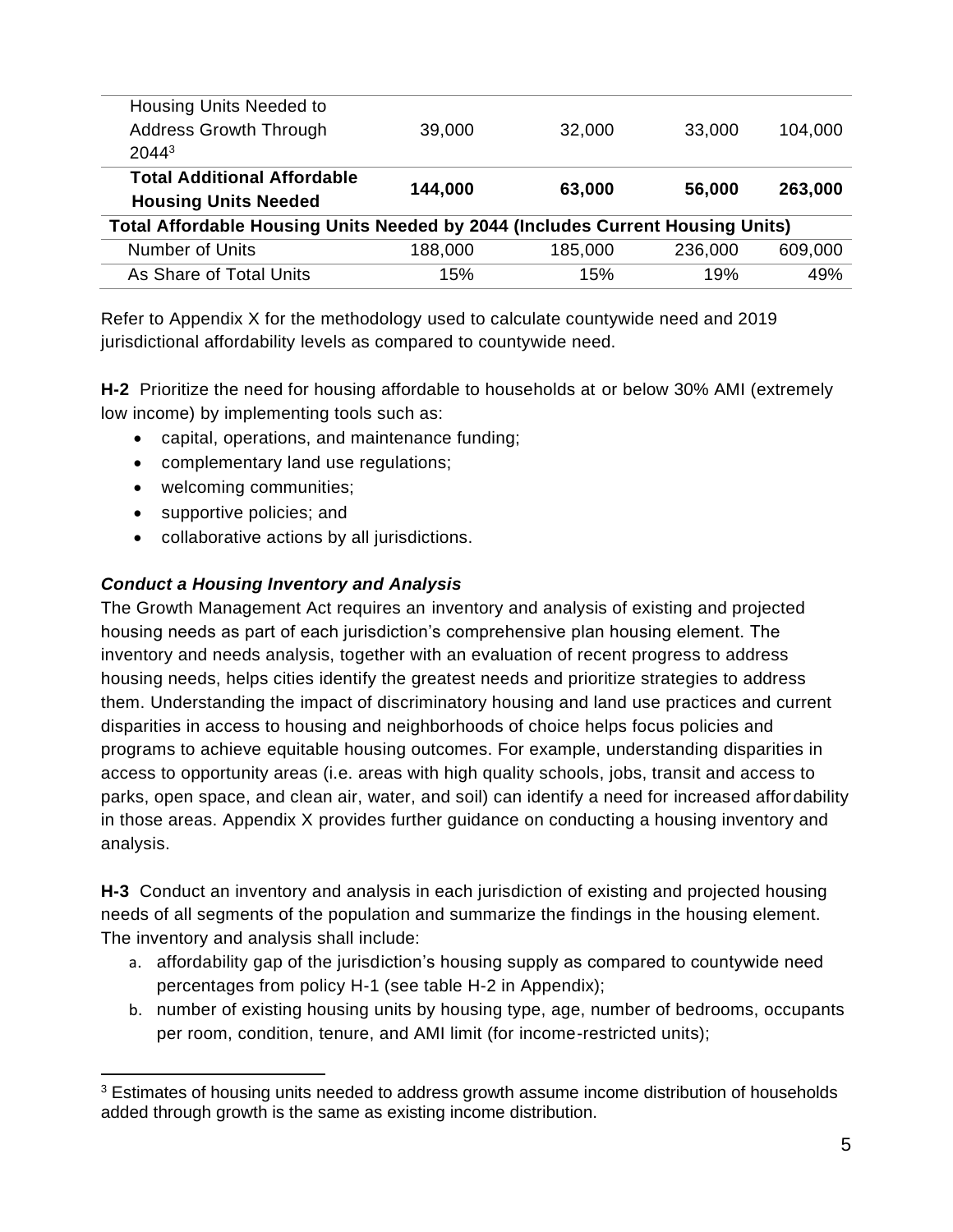| | | | | |
|---|---|---|---|---|
| Housing Units Needed to Address Growth Through 2044[3] | 39,000 | 32,000 | 33,000 | 104,000 |
| **Total Additional Affordable Housing Units Needed** | **144,000** | **63,000** | **56,000** | **263,000** |
| **Total Affordable Housing Units Needed by 2044 (Includes Current Housing Units)** | | | | |
| Number of Units | 188,000 | 185,000 | 236,000 | 609,000 |
| As Share of Total Units | 15% | 15% | 19% | 49% |

Refer to Appendix X for the methodology used to calculate countywide need and 2019 jurisdictional affordability levels as compared to countywide need.

**H-2** Prioritize the need for housing affordable to households at or below 30% AMI (extremely low income) by implementing tools such as:

- capital, operations, and maintenance funding;
- complementary land use regulations;
- welcoming communities;
- supportive policies; and
- collaborative actions by all jurisdictions.

***Conduct a Housing Inventory and Analysis***

The Growth Management Act requires an inventory and analysis of existing and projected housing needs as part of each jurisdiction's comprehensive plan housing element. The inventory and needs analysis, together with an evaluation of recent progress to address housing needs, helps cities identify the greatest needs and prioritize strategies to address them. Understanding the impact of discriminatory housing and land use practices and current disparities in access to housing and neighborhoods of choice helps focus policies and programs to achieve equitable housing outcomes. For example, understanding disparities in access to opportunity areas (i.e. areas with high quality schools, jobs, transit and access to parks, open space, and clean air, water, and soil) can identify a need for increased affordability in those areas. Appendix X provides further guidance on conducting a housing inventory and analysis.

**H-3** Conduct an inventory and analysis in each jurisdiction of existing and projected housing needs of all segments of the population and summarize the findings in the housing element. The inventory and analysis shall include:

a. affordability gap of the jurisdiction's housing supply as compared to countywide need percentages from policy H-1 (see table H-2 in Appendix);
b. number of existing housing units by housing type, age, number of bedrooms, occupants per room, condition, tenure, and AMI limit (for income-restricted units);

[3] Estimates of housing units needed to address growth assume income distribution of households added through growth is the same as existing income distribution.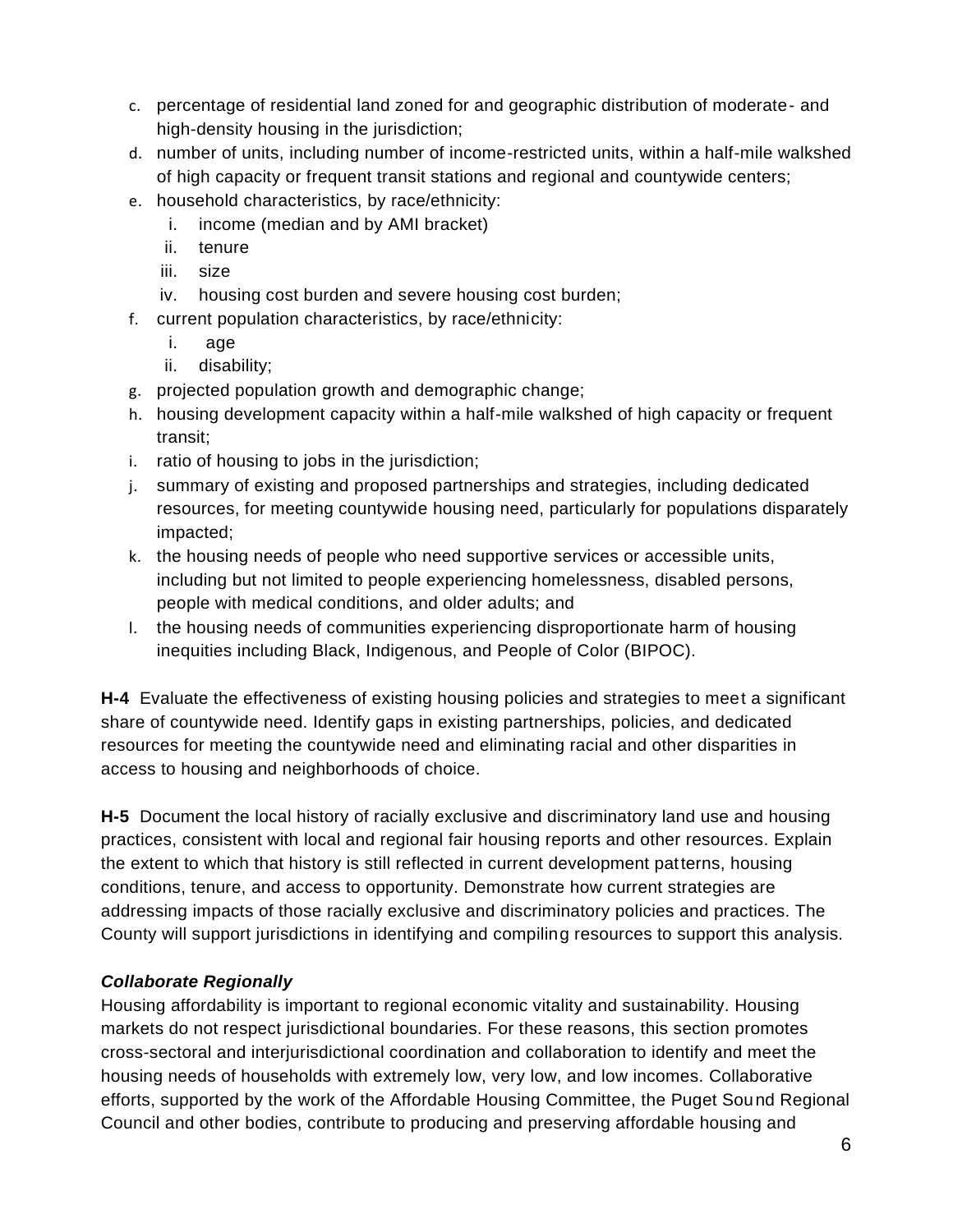c. percentage of residential land zoned for and geographic distribution of moderate- and high-density housing in the jurisdiction;
d. number of units, including number of income-restricted units, within a half-mile walkshed of high capacity or frequent transit stations and regional and countywide centers;
e. household characteristics, by race/ethnicity:
   i. income (median and by AMI bracket)
   ii. tenure
   iii. size
   iv. housing cost burden and severe housing cost burden;
f. current population characteristics, by race/ethnicity:
   i. age
   ii. disability;
g. projected population growth and demographic change;
h. housing development capacity within a half-mile walkshed of high capacity or frequent transit;
i. ratio of housing to jobs in the jurisdiction;
j. summary of existing and proposed partnerships and strategies, including dedicated resources, for meeting countywide housing need, particularly for populations disparately impacted;
k. the housing needs of people who need supportive services or accessible units, including but not limited to people experiencing homelessness, disabled persons, people with medical conditions, and older adults; and
l. the housing needs of communities experiencing disproportionate harm of housing inequities including Black, Indigenous, and People of Color (BIPOC).

**H-4** Evaluate the effectiveness of existing housing policies and strategies to meet a significant share of countywide need. Identify gaps in existing partnerships, policies, and dedicated resources for meeting the countywide need and eliminating racial and other disparities in access to housing and neighborhoods of choice.

**H-5** Document the local history of racially exclusive and discriminatory land use and housing practices, consistent with local and regional fair housing reports and other resources. Explain the extent to which that history is still reflected in current development patterns, housing conditions, tenure, and access to opportunity. Demonstrate how current strategies are addressing impacts of those racially exclusive and discriminatory policies and practices. The County will support jurisdictions in identifying and compiling resources to support this analysis.

***Collaborate Regionally***

Housing affordability is important to regional economic vitality and sustainability. Housing markets do not respect jurisdictional boundaries. For these reasons, this section promotes cross-sectoral and interjurisdictional coordination and collaboration to identify and meet the housing needs of households with extremely low, very low, and low incomes. Collaborative efforts, supported by the work of the Affordable Housing Committee, the Puget Sound Regional Council and other bodies, contribute to producing and preserving affordable housing and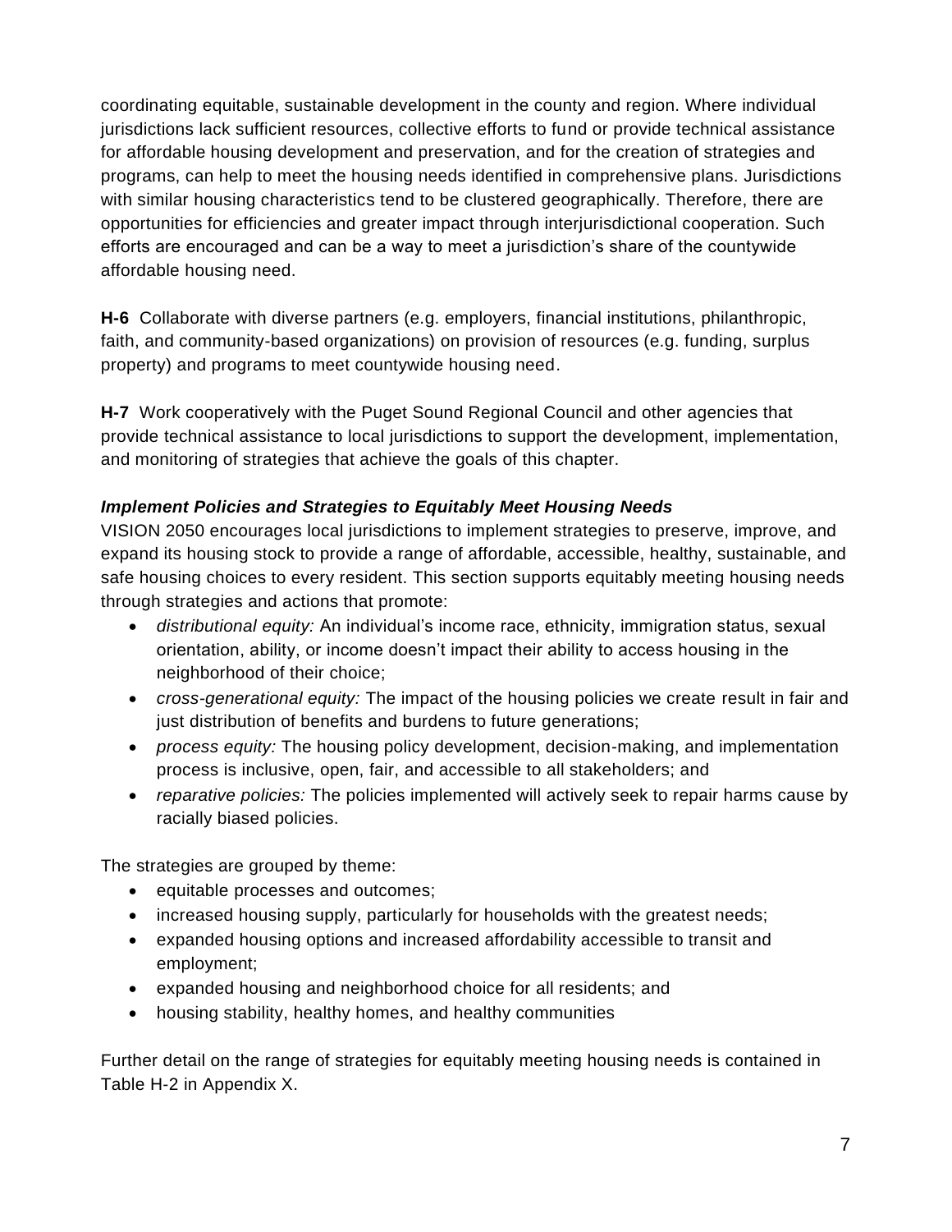coordinating equitable, sustainable development in the county and region. Where individual jurisdictions lack sufficient resources, collective efforts to fund or provide technical assistance for affordable housing development and preservation, and for the creation of strategies and programs, can help to meet the housing needs identified in comprehensive plans. Jurisdictions with similar housing characteristics tend to be clustered geographically. Therefore, there are opportunities for efficiencies and greater impact through interjurisdictional cooperation. Such efforts are encouraged and can be a way to meet a jurisdiction's share of the countywide affordable housing need.

**H-6** Collaborate with diverse partners (e.g. employers, financial institutions, philanthropic, faith, and community-based organizations) on provision of resources (e.g. funding, surplus property) and programs to meet countywide housing need.

**H-7** Work cooperatively with the Puget Sound Regional Council and other agencies that provide technical assistance to local jurisdictions to support the development, implementation, and monitoring of strategies that achieve the goals of this chapter.

***Implement Policies and Strategies to Equitably Meet Housing Needs***

VISION 2050 encourages local jurisdictions to implement strategies to preserve, improve, and expand its housing stock to provide a range of affordable, accessible, healthy, sustainable, and safe housing choices to every resident. This section supports equitably meeting housing needs through strategies and actions that promote:

- *distributional equity:* An individual's income race, ethnicity, immigration status, sexual orientation, ability, or income doesn't impact their ability to access housing in the neighborhood of their choice;
- *cross-generational equity:* The impact of the housing policies we create result in fair and just distribution of benefits and burdens to future generations;
- *process equity:* The housing policy development, decision-making, and implementation process is inclusive, open, fair, and accessible to all stakeholders; and
- *reparative policies:* The policies implemented will actively seek to repair harms cause by racially biased policies.

The strategies are grouped by theme:

- equitable processes and outcomes;
- increased housing supply, particularly for households with the greatest needs;
- expanded housing options and increased affordability accessible to transit and employment;
- expanded housing and neighborhood choice for all residents; and
- housing stability, healthy homes, and healthy communities

Further detail on the range of strategies for equitably meeting housing needs is contained in Table H-2 in Appendix X.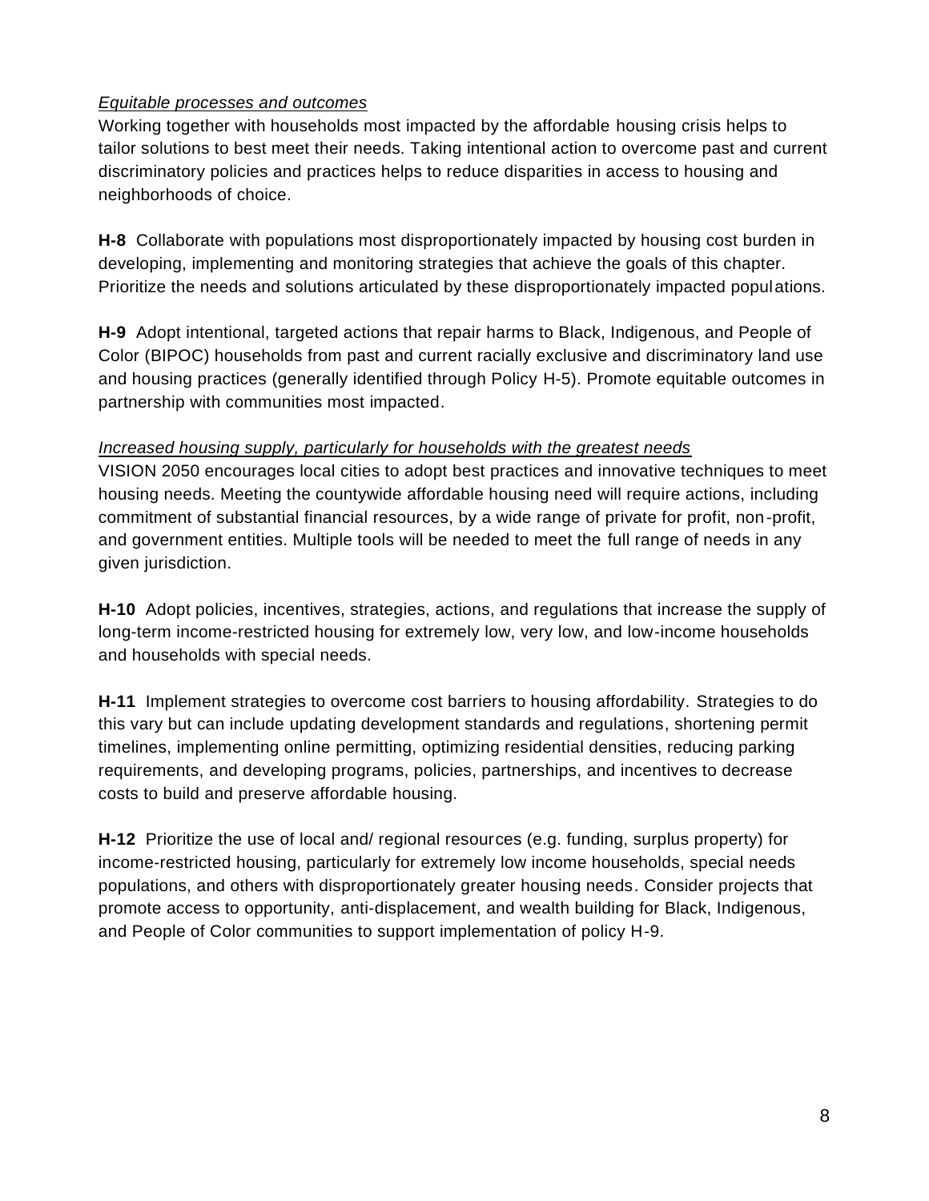*Equitable processes and outcomes*

Working together with households most impacted by the affordable housing crisis helps to tailor solutions to best meet their needs. Taking intentional action to overcome past and current discriminatory policies and practices helps to reduce disparities in access to housing and neighborhoods of choice.

**H-8** Collaborate with populations most disproportionately impacted by housing cost burden in developing, implementing and monitoring strategies that achieve the goals of this chapter. Prioritize the needs and solutions articulated by these disproportionately impacted populations.

**H-9** Adopt intentional, targeted actions that repair harms to Black, Indigenous, and People of Color (BIPOC) households from past and current racially exclusive and discriminatory land use and housing practices (generally identified through Policy H-5). Promote equitable outcomes in partnership with communities most impacted.

*Increased housing supply, particularly for households with the greatest needs*

VISION 2050 encourages local cities to adopt best practices and innovative techniques to meet housing needs. Meeting the countywide affordable housing need will require actions, including commitment of substantial financial resources, by a wide range of private for profit, non-profit, and government entities. Multiple tools will be needed to meet the full range of needs in any given jurisdiction.

**H-10** Adopt policies, incentives, strategies, actions, and regulations that increase the supply of long-term income-restricted housing for extremely low, very low, and low-income households and households with special needs.

**H-11** Implement strategies to overcome cost barriers to housing affordability. Strategies to do this vary but can include updating development standards and regulations, shortening permit timelines, implementing online permitting, optimizing residential densities, reducing parking requirements, and developing programs, policies, partnerships, and incentives to decrease costs to build and preserve affordable housing.

**H-12** Prioritize the use of local and/ regional resources (e.g. funding, surplus property) for income-restricted housing, particularly for extremely low income households, special needs populations, and others with disproportionately greater housing needs. Consider projects that promote access to opportunity, anti-displacement, and wealth building for Black, Indigenous, and People of Color communities to support implementation of policy H-9.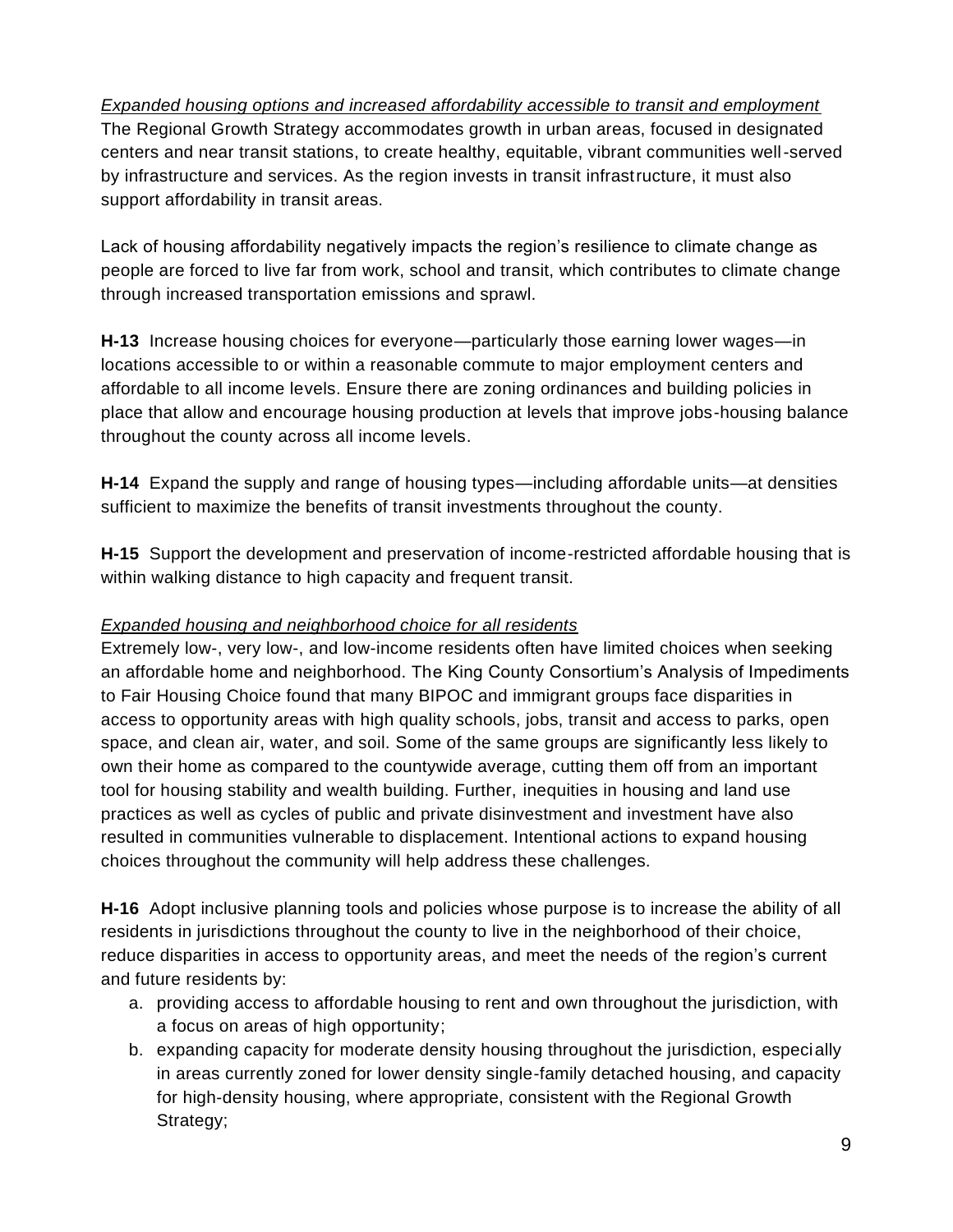*Expanded housing options and increased affordability accessible to transit and employment*
The Regional Growth Strategy accommodates growth in urban areas, focused in designated centers and near transit stations, to create healthy, equitable, vibrant communities well-served by infrastructure and services. As the region invests in transit infrastructure, it must also support affordability in transit areas.

Lack of housing affordability negatively impacts the region's resilience to climate change as people are forced to live far from work, school and transit, which contributes to climate change through increased transportation emissions and sprawl.

**H-13** Increase housing choices for everyone—particularly those earning lower wages—in locations accessible to or within a reasonable commute to major employment centers and affordable to all income levels. Ensure there are zoning ordinances and building policies in place that allow and encourage housing production at levels that improve jobs-housing balance throughout the county across all income levels.

**H-14** Expand the supply and range of housing types—including affordable units—at densities sufficient to maximize the benefits of transit investments throughout the county.

**H-15** Support the development and preservation of income-restricted affordable housing that is within walking distance to high capacity and frequent transit.

*Expanded housing and neighborhood choice for all residents*
Extremely low-, very low-, and low-income residents often have limited choices when seeking an affordable home and neighborhood. The King County Consortium's Analysis of Impediments to Fair Housing Choice found that many BIPOC and immigrant groups face disparities in access to opportunity areas with high quality schools, jobs, transit and access to parks, open space, and clean air, water, and soil. Some of the same groups are significantly less likely to own their home as compared to the countywide average, cutting them off from an important tool for housing stability and wealth building. Further, inequities in housing and land use practices as well as cycles of public and private disinvestment and investment have also resulted in communities vulnerable to displacement. Intentional actions to expand housing choices throughout the community will help address these challenges.

**H-16** Adopt inclusive planning tools and policies whose purpose is to increase the ability of all residents in jurisdictions throughout the county to live in the neighborhood of their choice, reduce disparities in access to opportunity areas, and meet the needs of the region's current and future residents by:

a. providing access to affordable housing to rent and own throughout the jurisdiction, with a focus on areas of high opportunity;
b. expanding capacity for moderate density housing throughout the jurisdiction, especially in areas currently zoned for lower density single-family detached housing, and capacity for high-density housing, where appropriate, consistent with the Regional Growth Strategy;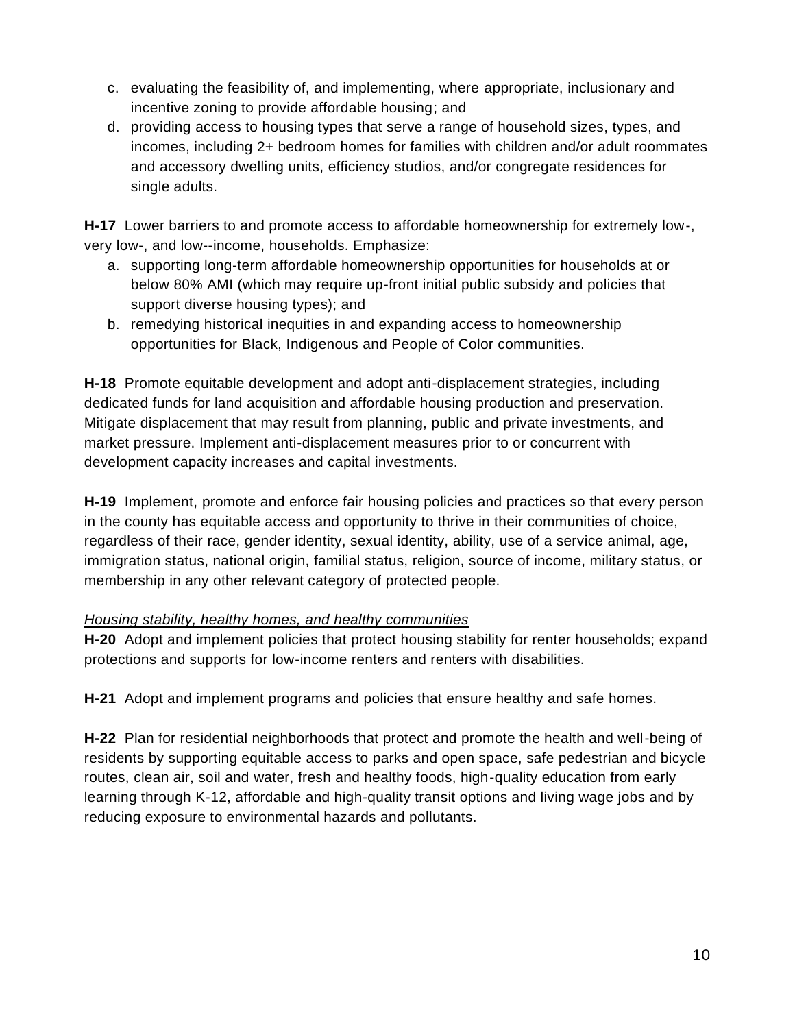c. evaluating the feasibility of, and implementing, where appropriate, inclusionary and incentive zoning to provide affordable housing; and
d. providing access to housing types that serve a range of household sizes, types, and incomes, including 2+ bedroom homes for families with children and/or adult roommates and accessory dwelling units, efficiency studios, and/or congregate residences for single adults.

**H-17** Lower barriers to and promote access to affordable homeownership for extremely low-, very low-, and low--income, households. Emphasize:

a. supporting long-term affordable homeownership opportunities for households at or below 80% AMI (which may require up-front initial public subsidy and policies that support diverse housing types); and
b. remedying historical inequities in and expanding access to homeownership opportunities for Black, Indigenous and People of Color communities.

**H-18** Promote equitable development and adopt anti-displacement strategies, including dedicated funds for land acquisition and affordable housing production and preservation. Mitigate displacement that may result from planning, public and private investments, and market pressure. Implement anti-displacement measures prior to or concurrent with development capacity increases and capital investments.

**H-19** Implement, promote and enforce fair housing policies and practices so that every person in the county has equitable access and opportunity to thrive in their communities of choice, regardless of their race, gender identity, sexual identity, ability, use of a service animal, age, immigration status, national origin, familial status, religion, source of income, military status, or membership in any other relevant category of protected people.

*Housing stability, healthy homes, and healthy communities*

**H-20** Adopt and implement policies that protect housing stability for renter households; expand protections and supports for low-income renters and renters with disabilities.

**H-21** Adopt and implement programs and policies that ensure healthy and safe homes.

**H-22** Plan for residential neighborhoods that protect and promote the health and well-being of residents by supporting equitable access to parks and open space, safe pedestrian and bicycle routes, clean air, soil and water, fresh and healthy foods, high-quality education from early learning through K-12, affordable and high-quality transit options and living wage jobs and by reducing exposure to environmental hazards and pollutants.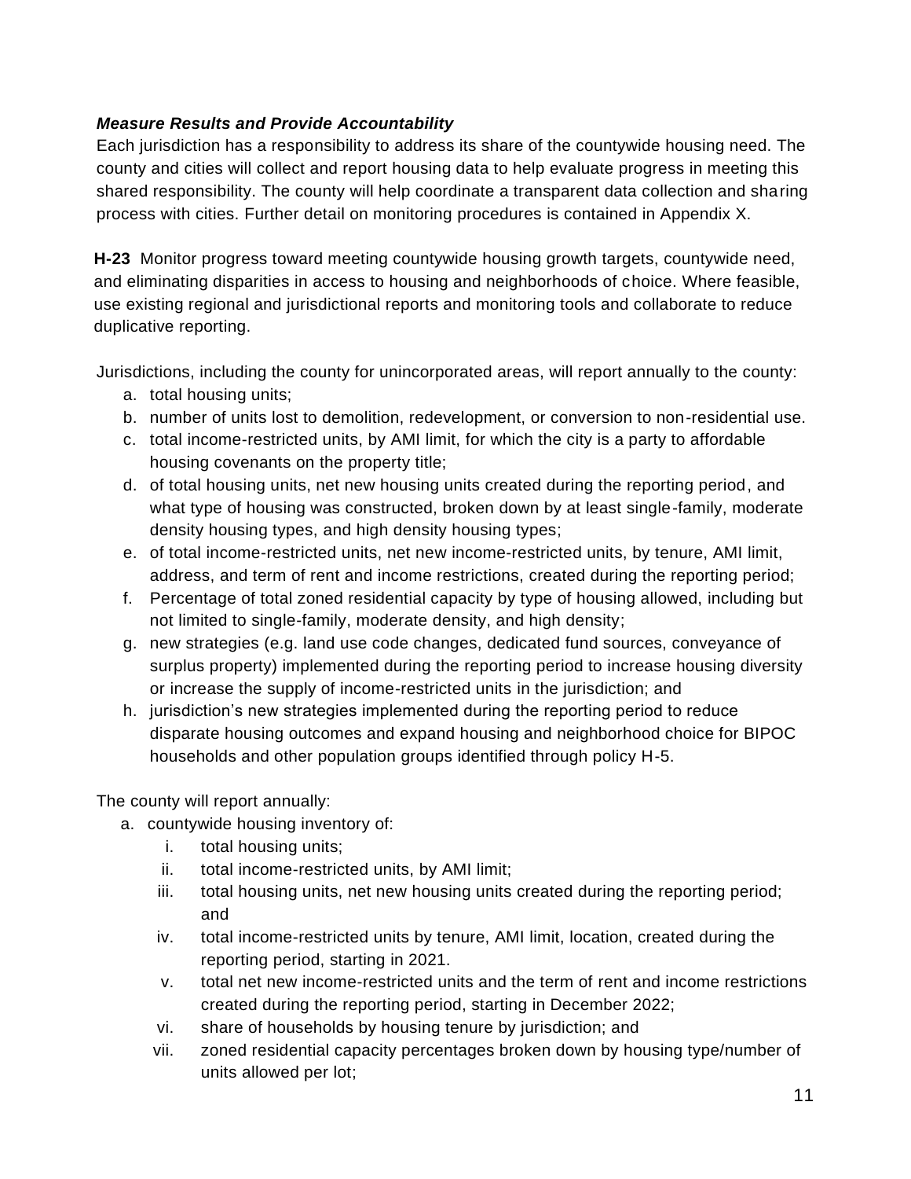***Measure Results and Provide Accountability***

Each jurisdiction has a responsibility to address its share of the countywide housing need. The county and cities will collect and report housing data to help evaluate progress in meeting this shared responsibility. The county will help coordinate a transparent data collection and sharing process with cities. Further detail on monitoring procedures is contained in Appendix X.

**H-23** Monitor progress toward meeting countywide housing growth targets, countywide need, and eliminating disparities in access to housing and neighborhoods of choice. Where feasible, use existing regional and jurisdictional reports and monitoring tools and collaborate to reduce duplicative reporting.

Jurisdictions, including the county for unincorporated areas, will report annually to the county:

a. total housing units;
b. number of units lost to demolition, redevelopment, or conversion to non-residential use.
c. total income-restricted units, by AMI limit, for which the city is a party to affordable housing covenants on the property title;
d. of total housing units, net new housing units created during the reporting period, and what type of housing was constructed, broken down by at least single-family, moderate density housing types, and high density housing types;
e. of total income-restricted units, net new income-restricted units, by tenure, AMI limit, address, and term of rent and income restrictions, created during the reporting period;
f. Percentage of total zoned residential capacity by type of housing allowed, including but not limited to single-family, moderate density, and high density;
g. new strategies (e.g. land use code changes, dedicated fund sources, conveyance of surplus property) implemented during the reporting period to increase housing diversity or increase the supply of income-restricted units in the jurisdiction; and
h. jurisdiction's new strategies implemented during the reporting period to reduce disparate housing outcomes and expand housing and neighborhood choice for BIPOC households and other population groups identified through policy H-5.

The county will report annually:

a. countywide housing inventory of:
    i. total housing units;
    ii. total income-restricted units, by AMI limit;
    iii. total housing units, net new housing units created during the reporting period; and
    iv. total income-restricted units by tenure, AMI limit, location, created during the reporting period, starting in 2021.
    v. total net new income-restricted units and the term of rent and income restrictions created during the reporting period, starting in December 2022;
    vi. share of households by housing tenure by jurisdiction; and
    vii. zoned residential capacity percentages broken down by housing type/number of units allowed per lot;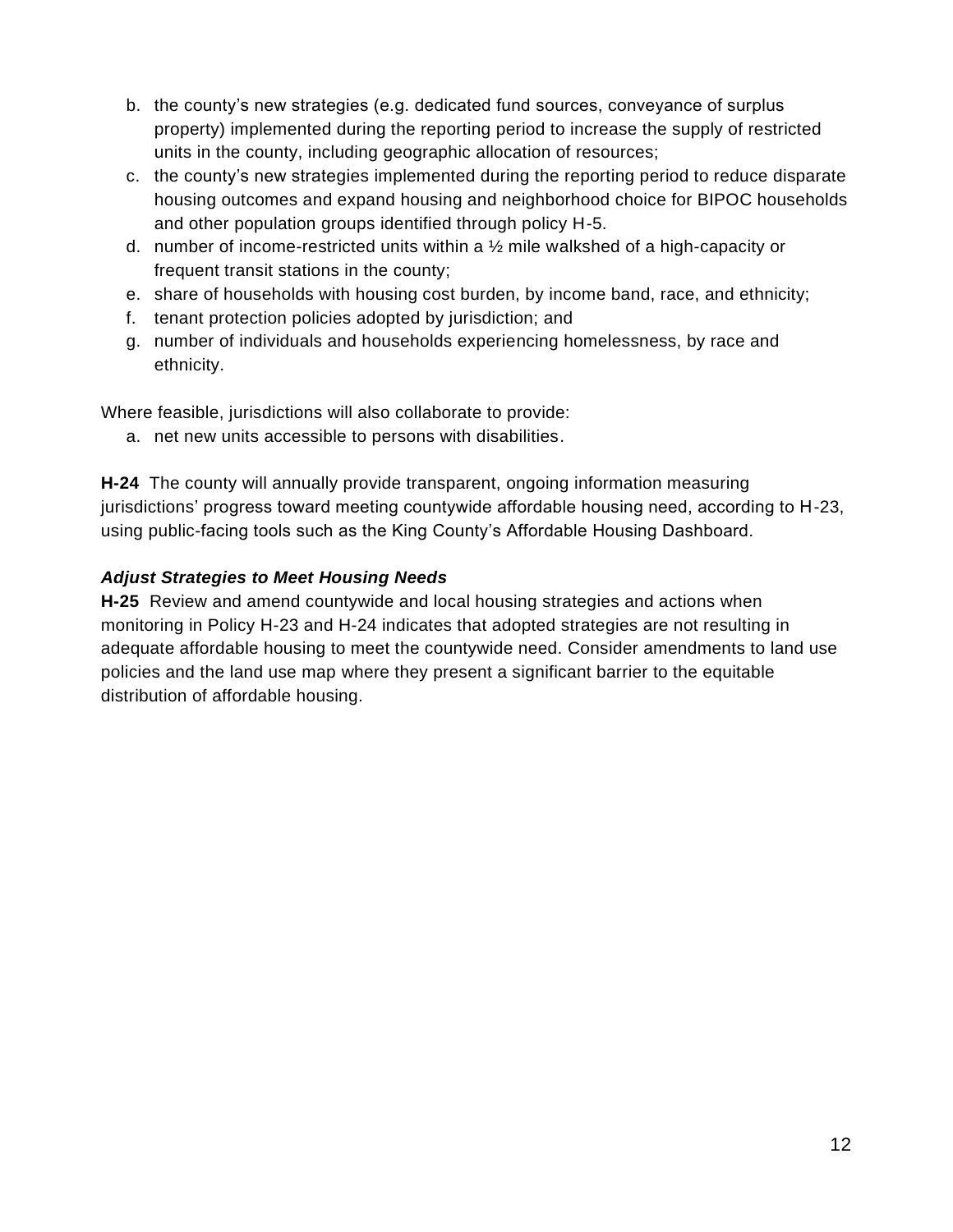b. the county's new strategies (e.g. dedicated fund sources, conveyance of surplus property) implemented during the reporting period to increase the supply of restricted units in the county, including geographic allocation of resources;
c. the county's new strategies implemented during the reporting period to reduce disparate housing outcomes and expand housing and neighborhood choice for BIPOC households and other population groups identified through policy H-5.
d. number of income-restricted units within a ½ mile walkshed of a high-capacity or frequent transit stations in the county;
e. share of households with housing cost burden, by income band, race, and ethnicity;
f. tenant protection policies adopted by jurisdiction; and
g. number of individuals and households experiencing homelessness, by race and ethnicity.

Where feasible, jurisdictions will also collaborate to provide:

a. net new units accessible to persons with disabilities.

**H-24** The county will annually provide transparent, ongoing information measuring jurisdictions' progress toward meeting countywide affordable housing need, according to H-23, using public-facing tools such as the King County's Affordable Housing Dashboard.

***Adjust Strategies to Meet Housing Needs***

**H-25** Review and amend countywide and local housing strategies and actions when monitoring in Policy H-23 and H-24 indicates that adopted strategies are not resulting in adequate affordable housing to meet the countywide need. Consider amendments to land use policies and the land use map where they present a significant barrier to the equitable distribution of affordable housing.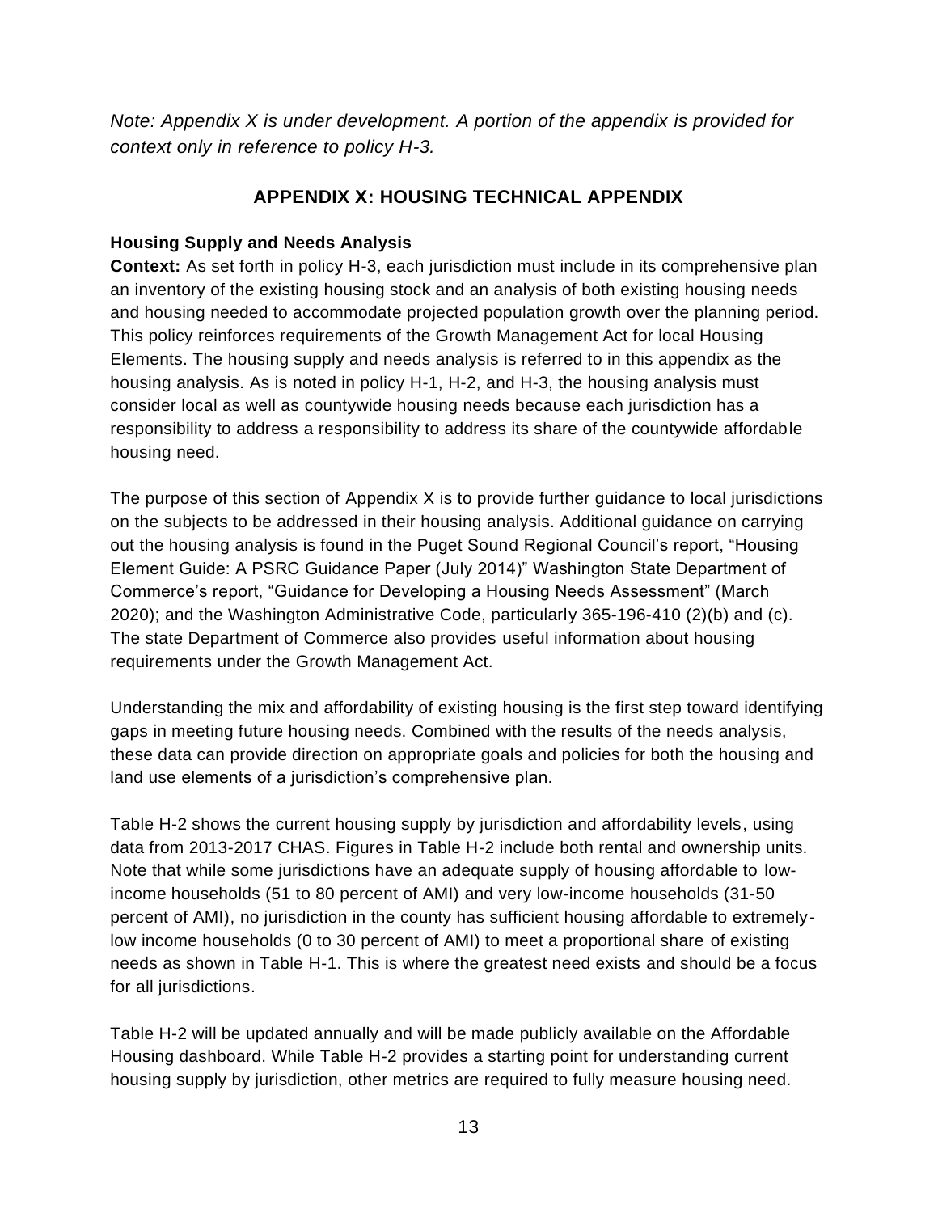*Note: Appendix X is under development. A portion of the appendix is provided for context only in reference to policy H-3.*

## APPENDIX X: HOUSING TECHNICAL APPENDIX

**Housing Supply and Needs Analysis**

**Context:** As set forth in policy H-3, each jurisdiction must include in its comprehensive plan an inventory of the existing housing stock and an analysis of both existing housing needs and housing needed to accommodate projected population growth over the planning period. This policy reinforces requirements of the Growth Management Act for local Housing Elements. The housing supply and needs analysis is referred to in this appendix as the housing analysis. As is noted in policy H-1, H-2, and H-3, the housing analysis must consider local as well as countywide housing needs because each jurisdiction has a responsibility to address a responsibility to address its share of the countywide affordable housing need.

The purpose of this section of Appendix X is to provide further guidance to local jurisdictions on the subjects to be addressed in their housing analysis. Additional guidance on carrying out the housing analysis is found in the Puget Sound Regional Council's report, "Housing Element Guide: A PSRC Guidance Paper (July 2014)" Washington State Department of Commerce's report, "Guidance for Developing a Housing Needs Assessment" (March 2020); and the Washington Administrative Code, particularly 365-196-410 (2)(b) and (c). The state Department of Commerce also provides useful information about housing requirements under the Growth Management Act.

Understanding the mix and affordability of existing housing is the first step toward identifying gaps in meeting future housing needs. Combined with the results of the needs analysis, these data can provide direction on appropriate goals and policies for both the housing and land use elements of a jurisdiction's comprehensive plan.

Table H-2 shows the current housing supply by jurisdiction and affordability levels, using data from 2013-2017 CHAS. Figures in Table H-2 include both rental and ownership units. Note that while some jurisdictions have an adequate supply of housing affordable to low-income households (51 to 80 percent of AMI) and very low-income households (31-50 percent of AMI), no jurisdiction in the county has sufficient housing affordable to extremely-low income households (0 to 30 percent of AMI) to meet a proportional share of existing needs as shown in Table H-1. This is where the greatest need exists and should be a focus for all jurisdictions.

Table H-2 will be updated annually and will be made publicly available on the Affordable Housing dashboard. While Table H-2 provides a starting point for understanding current housing supply by jurisdiction, other metrics are required to fully measure housing need.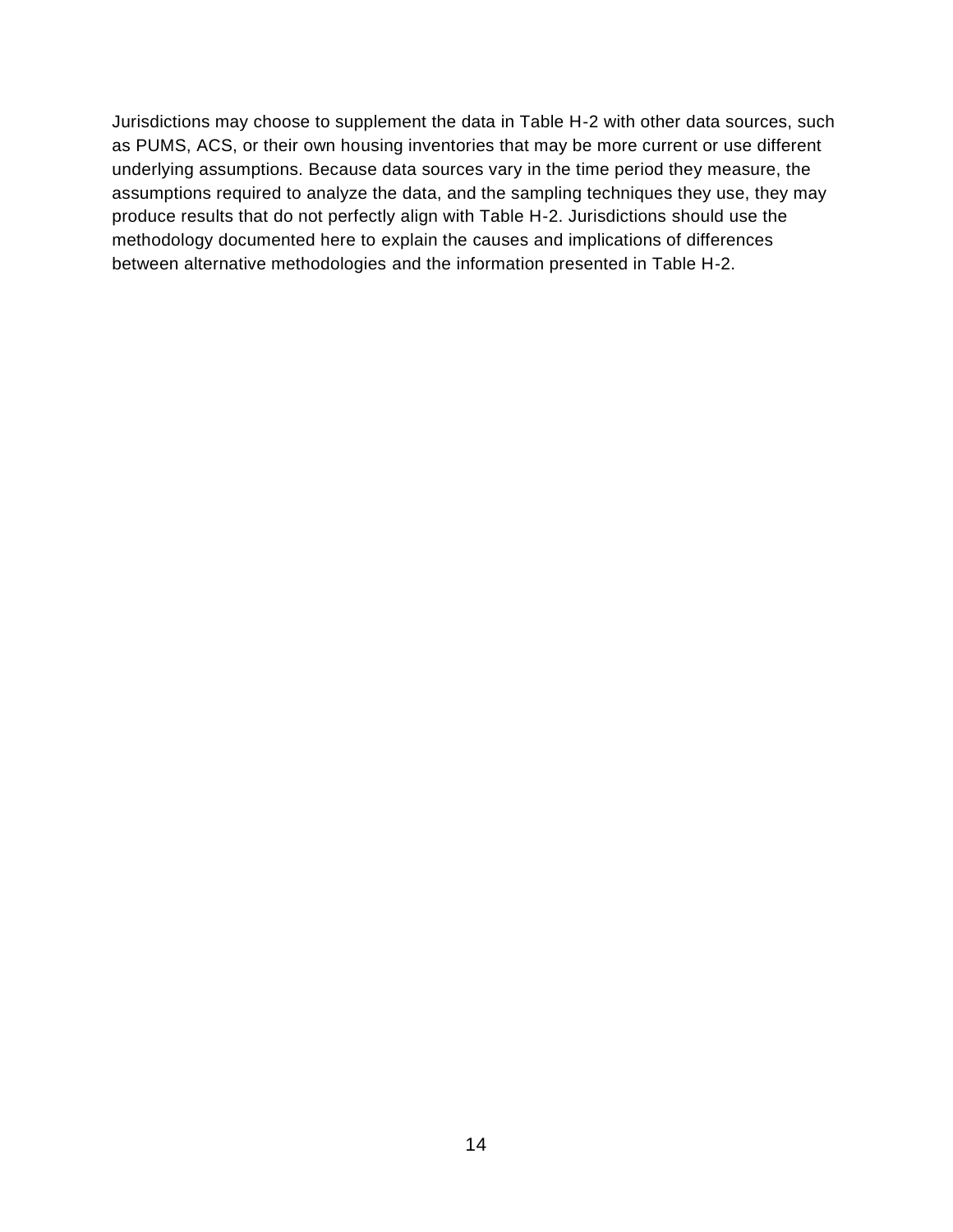Jurisdictions may choose to supplement the data in Table H-2 with other data sources, such as PUMS, ACS, or their own housing inventories that may be more current or use different underlying assumptions. Because data sources vary in the time period they measure, the assumptions required to analyze the data, and the sampling techniques they use, they may produce results that do not perfectly align with Table H-2. Jurisdictions should use the methodology documented here to explain the causes and implications of differences between alternative methodologies and the information presented in Table H-2.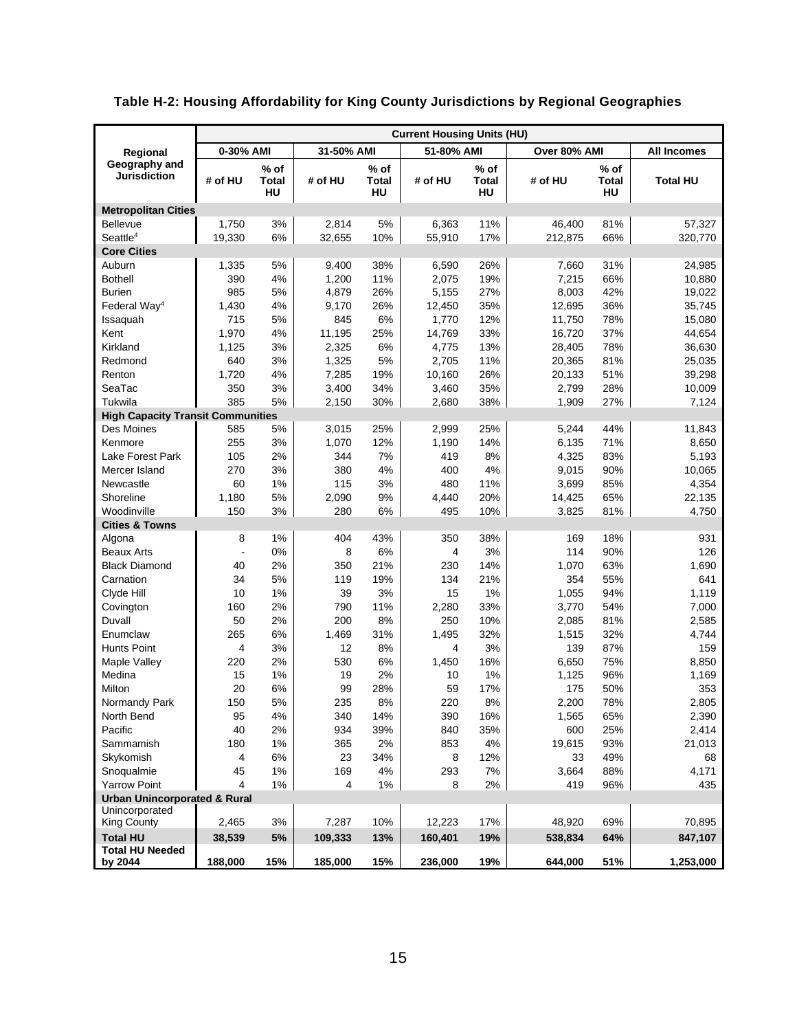**Table H-2: Housing Affordability for King County Jurisdictions by Regional Geographies**

| Regional Geography and Jurisdiction | Current Housing Units (HU) | | | | | | | | |
|---|---|---|---|---|---|---|---|---|---|
| | 0-30% AMI | | 31-50% AMI | | 51-80% AMI | | Over 80% AMI | | All Incomes |
| | # of HU | % of Total HU | # of HU | % of Total HU | # of HU | % of Total HU | # of HU | % of Total HU | Total HU |
| **Metropolitan Cities** | | | | | | | | | |
| Bellevue | 1,750 | 3% | 2,814 | 5% | 6,363 | 11% | 46,400 | 81% | 57,327 |
| Seattle[4] | 19,330 | 6% | 32,655 | 10% | 55,910 | 17% | 212,875 | 66% | 320,770 |
| **Core Cities** | | | | | | | | | |
| Auburn | 1,335 | 5% | 9,400 | 38% | 6,590 | 26% | 7,660 | 31% | 24,985 |
| Bothell | 390 | 4% | 1,200 | 11% | 2,075 | 19% | 7,215 | 66% | 10,880 |
| Burien | 985 | 5% | 4,879 | 26% | 5,155 | 27% | 8,003 | 42% | 19,022 |
| Federal Way[4] | 1,430 | 4% | 9,170 | 26% | 12,450 | 35% | 12,695 | 36% | 35,745 |
| Issaquah | 715 | 5% | 845 | 6% | 1,770 | 12% | 11,750 | 78% | 15,080 |
| Kent | 1,970 | 4% | 11,195 | 25% | 14,769 | 33% | 16,720 | 37% | 44,654 |
| Kirkland | 1,125 | 3% | 2,325 | 6% | 4,775 | 13% | 28,405 | 78% | 36,630 |
| Redmond | 640 | 3% | 1,325 | 5% | 2,705 | 11% | 20,365 | 81% | 25,035 |
| Renton | 1,720 | 4% | 7,285 | 19% | 10,160 | 26% | 20,133 | 51% | 39,298 |
| SeaTac | 350 | 3% | 3,400 | 34% | 3,460 | 35% | 2,799 | 28% | 10,009 |
| Tukwila | 385 | 5% | 2,150 | 30% | 2,680 | 38% | 1,909 | 27% | 7,124 |
| **High Capacity Transit Communities** | | | | | | | | | |
| Des Moines | 585 | 5% | 3,015 | 25% | 2,999 | 25% | 5,244 | 44% | 11,843 |
| Kenmore | 255 | 3% | 1,070 | 12% | 1,190 | 14% | 6,135 | 71% | 8,650 |
| Lake Forest Park | 105 | 2% | 344 | 7% | 419 | 8% | 4,325 | 83% | 5,193 |
| Mercer Island | 270 | 3% | 380 | 4% | 400 | 4% | 9,015 | 90% | 10,065 |
| Newcastle | 60 | 1% | 115 | 3% | 480 | 11% | 3,699 | 85% | 4,354 |
| Shoreline | 1,180 | 5% | 2,090 | 9% | 4,440 | 20% | 14,425 | 65% | 22,135 |
| Woodinville | 150 | 3% | 280 | 6% | 495 | 10% | 3,825 | 81% | 4,750 |
| **Cities & Towns** | | | | | | | | | |
| Algona | 8 | 1% | 404 | 43% | 350 | 38% | 169 | 18% | 931 |
| Beaux Arts | - | 0% | 8 | 6% | 4 | 3% | 114 | 90% | 126 |
| Black Diamond | 40 | 2% | 350 | 21% | 230 | 14% | 1,070 | 63% | 1,690 |
| Carnation | 34 | 5% | 119 | 19% | 134 | 21% | 354 | 55% | 641 |
| Clyde Hill | 10 | 1% | 39 | 3% | 15 | 1% | 1,055 | 94% | 1,119 |
| Covington | 160 | 2% | 790 | 11% | 2,280 | 33% | 3,770 | 54% | 7,000 |
| Duvall | 50 | 2% | 200 | 8% | 250 | 10% | 2,085 | 81% | 2,585 |
| Enumclaw | 265 | 6% | 1,469 | 31% | 1,495 | 32% | 1,515 | 32% | 4,744 |
| Hunts Point | 4 | 3% | 12 | 8% | 4 | 3% | 139 | 87% | 159 |
| Maple Valley | 220 | 2% | 530 | 6% | 1,450 | 16% | 6,650 | 75% | 8,850 |
| Medina | 15 | 1% | 19 | 2% | 10 | 1% | 1,125 | 96% | 1,169 |
| Milton | 20 | 6% | 99 | 28% | 59 | 17% | 175 | 50% | 353 |
| Normandy Park | 150 | 5% | 235 | 8% | 220 | 8% | 2,200 | 78% | 2,805 |
| North Bend | 95 | 4% | 340 | 14% | 390 | 16% | 1,565 | 65% | 2,390 |
| Pacific | 40 | 2% | 934 | 39% | 840 | 35% | 600 | 25% | 2,414 |
| Sammamish | 180 | 1% | 365 | 2% | 853 | 4% | 19,615 | 93% | 21,013 |
| Skykomish | 4 | 6% | 23 | 34% | 8 | 12% | 33 | 49% | 68 |
| Snoqualmie | 45 | 1% | 169 | 4% | 293 | 7% | 3,664 | 88% | 4,171 |
| Yarrow Point | 4 | 1% | 4 | 1% | 8 | 2% | 419 | 96% | 435 |
| **Urban Unincorporated & Rural** | | | | | | | | | |
| Unincorporated King County | 2,465 | 3% | 7,287 | 10% | 12,223 | 17% | 48,920 | 69% | 70,895 |
| **Total HU** | **38,539** | **5%** | **109,333** | **13%** | **160,401** | **19%** | **538,834** | **64%** | **847,107** |
| **Total HU Needed by 2044** | **188,000** | **15%** | **185,000** | **15%** | **236,000** | **19%** | **644,000** | **51%** | **1,253,000** |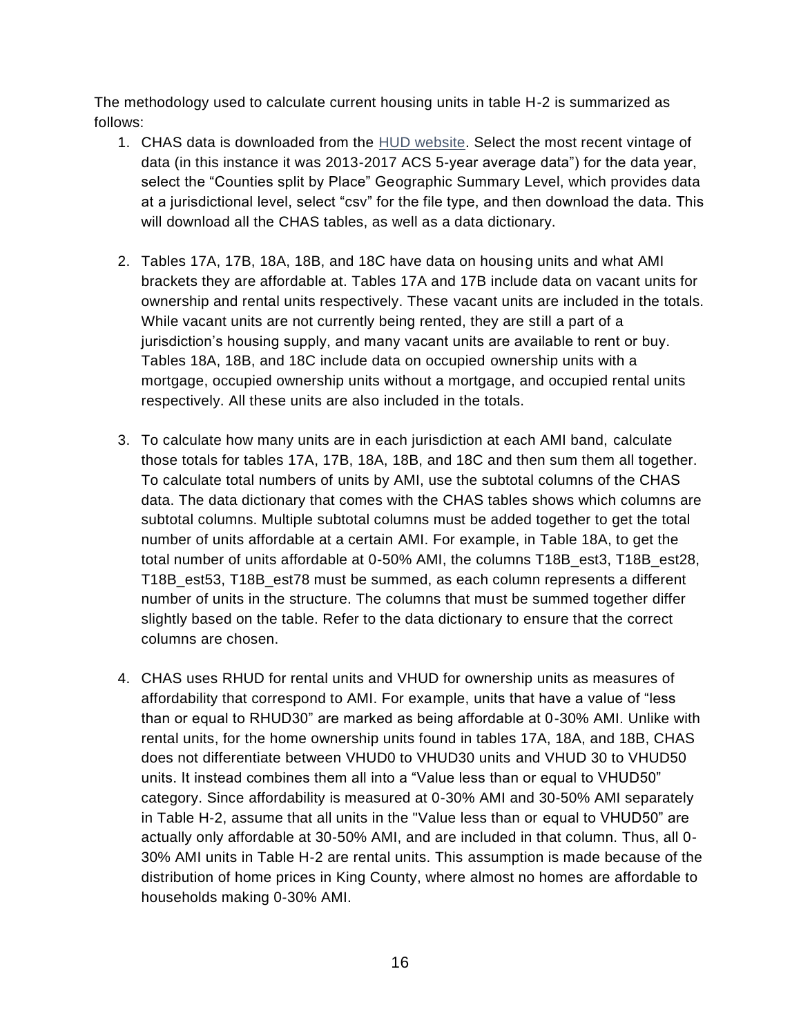The methodology used to calculate current housing units in table H-2 is summarized as follows:

1. CHAS data is downloaded from the [HUD website](). Select the most recent vintage of data (in this instance it was 2013-2017 ACS 5-year average data") for the data year, select the "Counties split by Place" Geographic Summary Level, which provides data at a jurisdictional level, select "csv" for the file type, and then download the data. This will download all the CHAS tables, as well as a data dictionary.

2. Tables 17A, 17B, 18A, 18B, and 18C have data on housing units and what AMI brackets they are affordable at. Tables 17A and 17B include data on vacant units for ownership and rental units respectively. These vacant units are included in the totals. While vacant units are not currently being rented, they are still a part of a jurisdiction's housing supply, and many vacant units are available to rent or buy. Tables 18A, 18B, and 18C include data on occupied ownership units with a mortgage, occupied ownership units without a mortgage, and occupied rental units respectively. All these units are also included in the totals.

3. To calculate how many units are in each jurisdiction at each AMI band, calculate those totals for tables 17A, 17B, 18A, 18B, and 18C and then sum them all together. To calculate total numbers of units by AMI, use the subtotal columns of the CHAS data. The data dictionary that comes with the CHAS tables shows which columns are subtotal columns. Multiple subtotal columns must be added together to get the total number of units affordable at a certain AMI. For example, in Table 18A, to get the total number of units affordable at 0-50% AMI, the columns T18B_est3, T18B_est28, T18B_est53, T18B_est78 must be summed, as each column represents a different number of units in the structure. The columns that must be summed together differ slightly based on the table. Refer to the data dictionary to ensure that the correct columns are chosen.

4. CHAS uses RHUD for rental units and VHUD for ownership units as measures of affordability that correspond to AMI. For example, units that have a value of "less than or equal to RHUD30" are marked as being affordable at 0-30% AMI. Unlike with rental units, for the home ownership units found in tables 17A, 18A, and 18B, CHAS does not differentiate between VHUD0 to VHUD30 units and VHUD 30 to VHUD50 units. It instead combines them all into a "Value less than or equal to VHUD50" category. Since affordability is measured at 0-30% AMI and 30-50% AMI separately in Table H-2, assume that all units in the "Value less than or equal to VHUD50" are actually only affordable at 30-50% AMI, and are included in that column. Thus, all 0-30% AMI units in Table H-2 are rental units. This assumption is made because of the distribution of home prices in King County, where almost no homes are affordable to households making 0-30% AMI.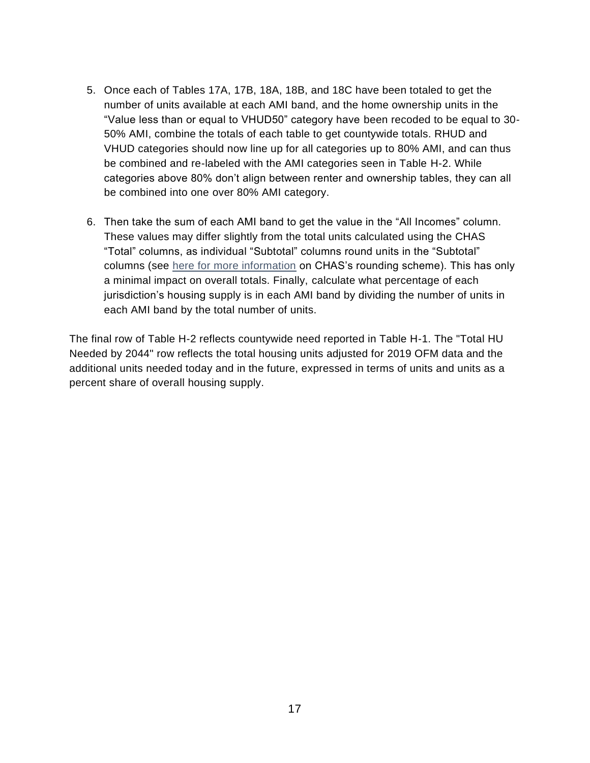5. Once each of Tables 17A, 17B, 18A, 18B, and 18C have been totaled to get the number of units available at each AMI band, and the home ownership units in the "Value less than or equal to VHUD50" category have been recoded to be equal to 30-50% AMI, combine the totals of each table to get countywide totals. RHUD and VHUD categories should now line up for all categories up to 80% AMI, and can thus be combined and re-labeled with the AMI categories seen in Table H-2. While categories above 80% don't align between renter and ownership tables, they can all be combined into one over 80% AMI category.

6. Then take the sum of each AMI band to get the value in the "All Incomes" column. These values may differ slightly from the total units calculated using the CHAS "Total" columns, as individual "Subtotal" columns round units in the "Subtotal" columns (see here for more information on CHAS's rounding scheme). This has only a minimal impact on overall totals. Finally, calculate what percentage of each jurisdiction's housing supply is in each AMI band by dividing the number of units in each AMI band by the total number of units.

The final row of Table H-2 reflects countywide need reported in Table H-1. The "Total HU Needed by 2044" row reflects the total housing units adjusted for 2019 OFM data and the additional units needed today and in the future, expressed in terms of units and units as a percent share of overall housing supply.